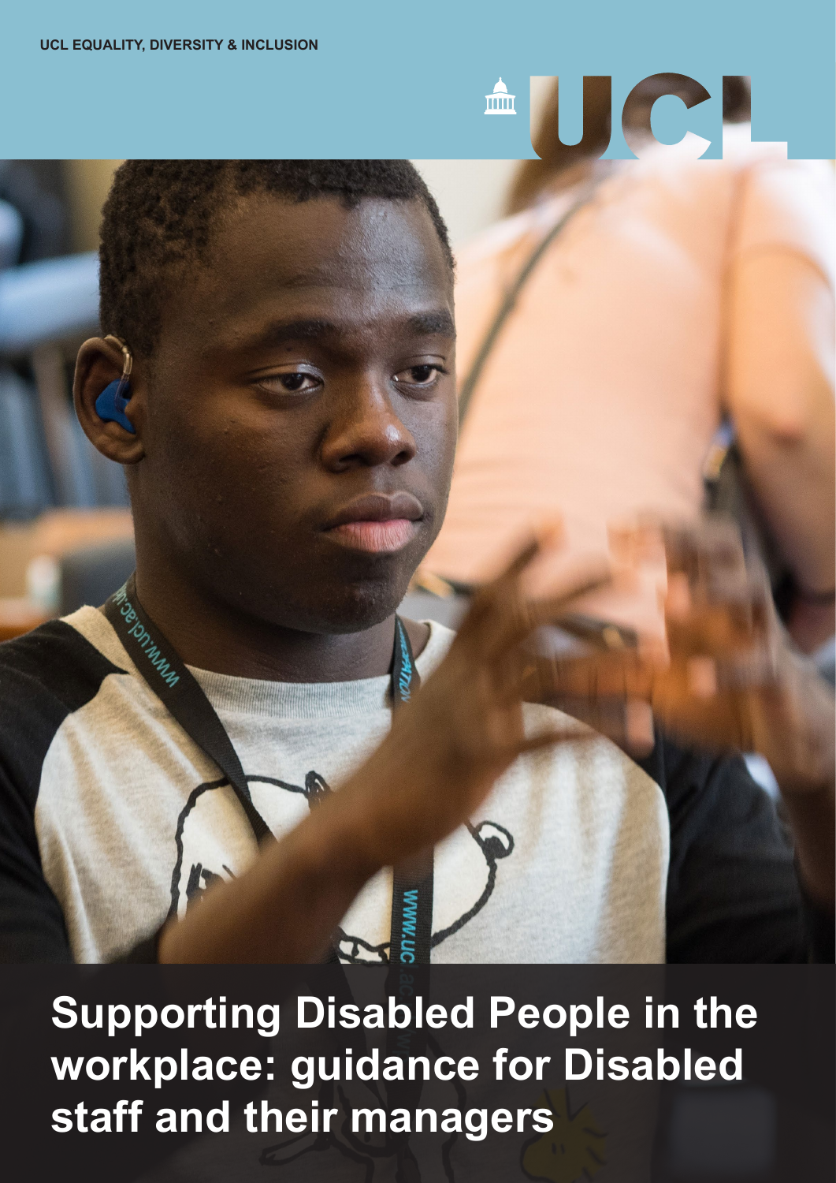UCL EQUALITY, DIVERSITY & INCLUSION

UCL

# Supporting Disabled People in the workplace: guidance for Disabled staff and their managers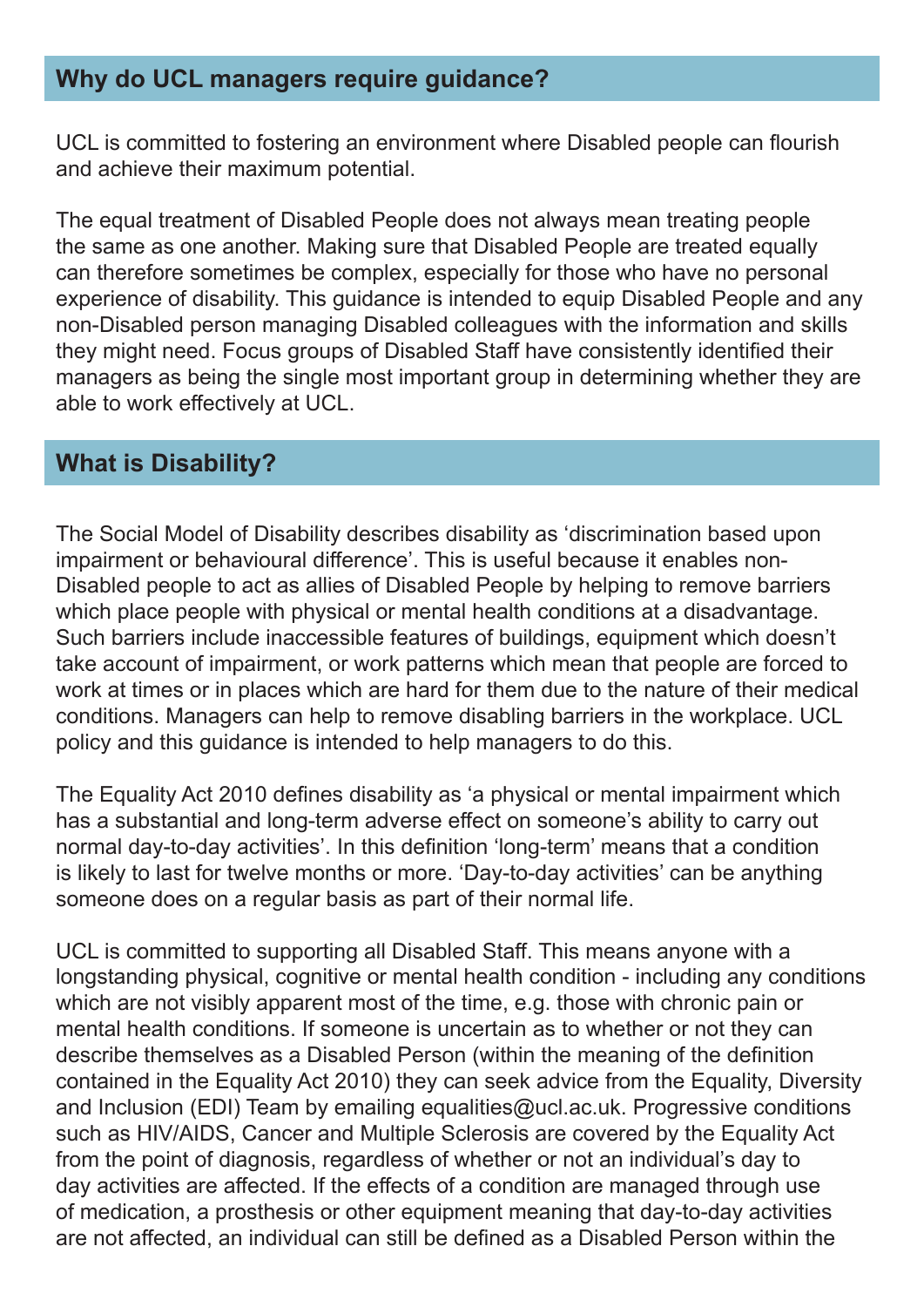## Why do UCL managers require guidance?

UCL is committed to fostering an environment where Disabled people can flourish and achieve their maximum potential.

The equal treatment of Disabled People does not always mean treating people the same as one another. Making sure that Disabled People are treated equally can therefore sometimes be complex, especially for those who have no personal experience of disability. This guidance is intended to equip Disabled People and any non-Disabled person managing Disabled colleagues with the information and skills they might need. Focus groups of Disabled Staff have consistently identified their managers as being the single most important group in determining whether they are able to work effectively at UCL.

## What is Disability?

The Social Model of Disability describes disability as 'discrimination based upon impairment or behavioural difference'. This is useful because it enables non-Disabled people to act as allies of Disabled People by helping to remove barriers which place people with physical or mental health conditions at a disadvantage. Such barriers include inaccessible features of buildings, equipment which doesn't take account of impairment, or work patterns which mean that people are forced to work at times or in places which are hard for them due to the nature of their medical conditions. Managers can help to remove disabling barriers in the workplace. UCL policy and this guidance is intended to help managers to do this.

The Equality Act 2010 defines disability as 'a physical or mental impairment which has a substantial and long-term adverse effect on someone's ability to carry out normal day-to-day activities'. In this definition 'long-term' means that a condition is likely to last for twelve months or more. 'Day-to-day activities' can be anything someone does on a regular basis as part of their normal life.

UCL is committed to supporting all Disabled Staff. This means anyone with a longstanding physical, cognitive or mental health condition - including any conditions which are not visibly apparent most of the time, e.g. those with chronic pain or mental health conditions. If someone is uncertain as to whether or not they can describe themselves as a Disabled Person (within the meaning of the definition contained in the Equality Act 2010) they can seek advice from the Equality, Diversity and Inclusion (EDI) Team by emailing equalities@ucl.ac.uk. Progressive conditions such as HIV/AIDS, Cancer and Multiple Sclerosis are covered by the Equality Act from the point of diagnosis, regardless of whether or not an individual's day to day activities are affected. If the effects of a condition are managed through use of medication, a prosthesis or other equipment meaning that day-to-day activities are not affected, an individual can still be defined as a Disabled Person within the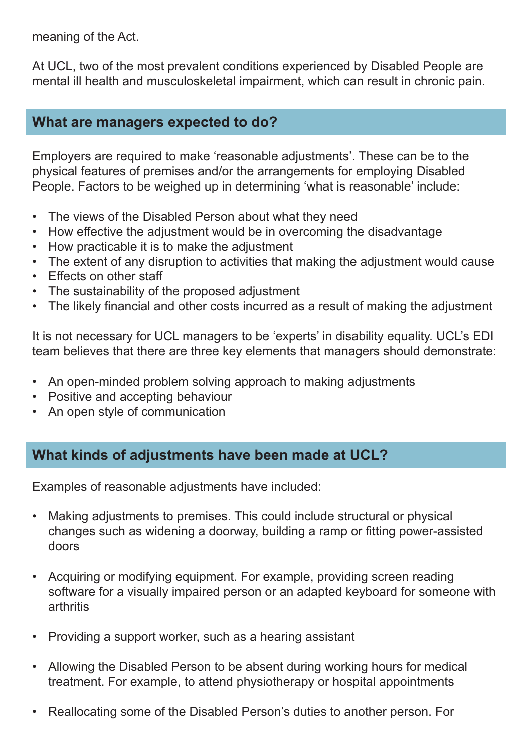meaning of the Act.

At UCL, two of the most prevalent conditions experienced by Disabled People are mental ill health and musculoskeletal impairment, which can result in chronic pain.

## What are managers expected to do?

Employers are required to make 'reasonable adjustments'. These can be to the physical features of premises and/or the arrangements for employing Disabled People. Factors to be weighed up in determining 'what is reasonable' include:

- The views of the Disabled Person about what they need
- How effective the adjustment would be in overcoming the disadvantage
- How practicable it is to make the adjustment
- The extent of any disruption to activities that making the adjustment would cause
- Effects on other staff
- The sustainability of the proposed adjustment
- The likely financial and other costs incurred as a result of making the adjustment

It is not necessary for UCL managers to be 'experts' in disability equality. UCL's EDI team believes that there are three key elements that managers should demonstrate:

- An open-minded problem solving approach to making adjustments
- Positive and accepting behaviour
- An open style of communication

## What kinds of adjustments have been made at UCL?

Examples of reasonable adjustments have included:

- Making adjustments to premises. This could include structural or physical changes such as widening a doorway, building a ramp or fitting power-assisted doors

- Acquiring or modifying equipment. For example, providing screen reading software for a visually impaired person or an adapted keyboard for someone with arthritis

- Providing a support worker, such as a hearing assistant

- Allowing the Disabled Person to be absent during working hours for medical treatment. For example, to attend physiotherapy or hospital appointments

- Reallocating some of the Disabled Person's duties to another person. For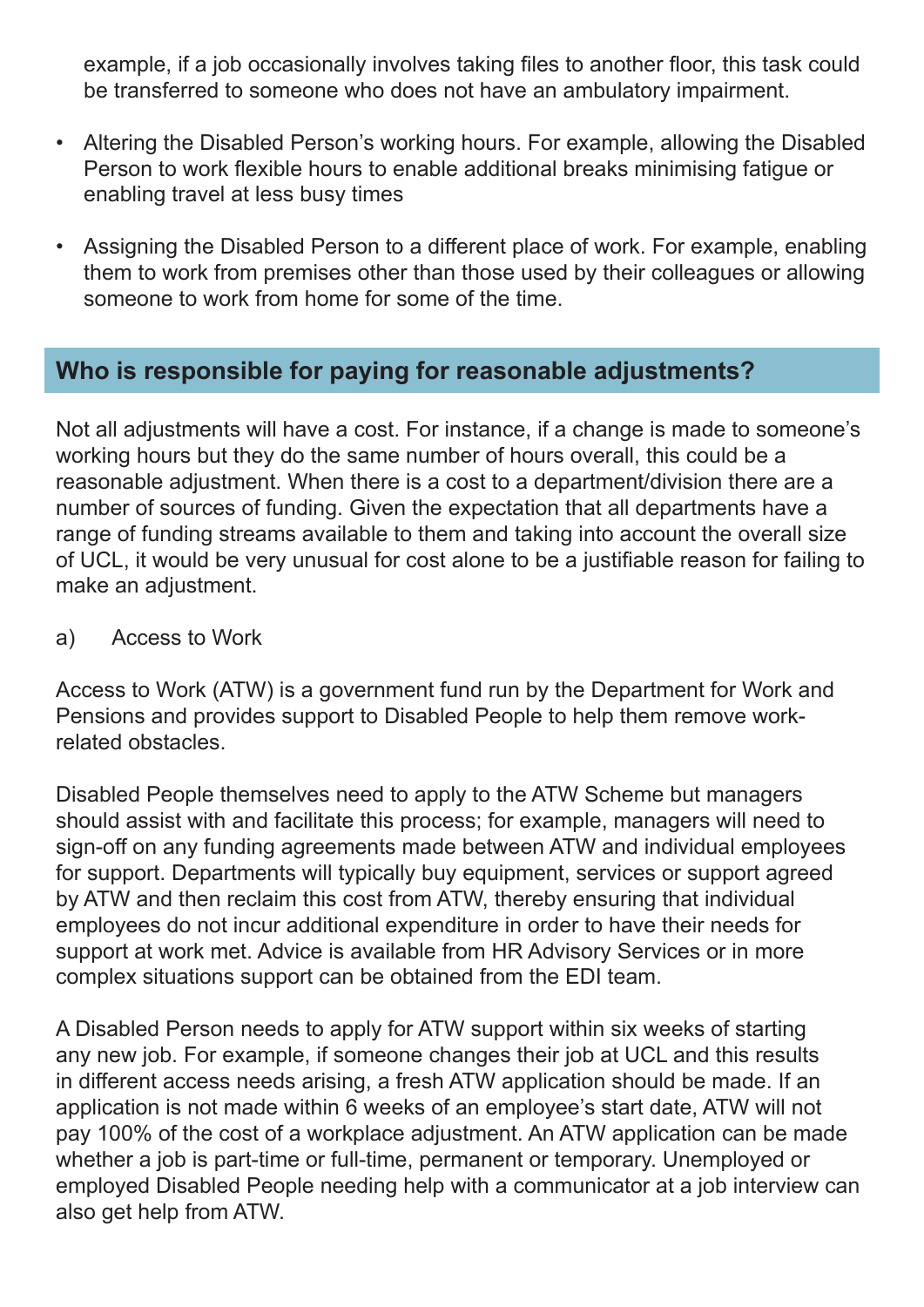example, if a job occasionally involves taking files to another floor, this task could be transferred to someone who does not have an ambulatory impairment.

- Altering the Disabled Person's working hours. For example, allowing the Disabled Person to work flexible hours to enable additional breaks minimising fatigue or enabling travel at less busy times
- Assigning the Disabled Person to a different place of work. For example, enabling them to work from premises other than those used by their colleagues or allowing someone to work from home for some of the time.

## Who is responsible for paying for reasonable adjustments?

Not all adjustments will have a cost. For instance, if a change is made to someone's working hours but they do the same number of hours overall, this could be a reasonable adjustment. When there is a cost to a department/division there are a number of sources of funding. Given the expectation that all departments have a range of funding streams available to them and taking into account the overall size of UCL, it would be very unusual for cost alone to be a justifiable reason for failing to make an adjustment.

a) Access to Work

Access to Work (ATW) is a government fund run by the Department for Work and Pensions and provides support to Disabled People to help them remove work-related obstacles.

Disabled People themselves need to apply to the ATW Scheme but managers should assist with and facilitate this process; for example, managers will need to sign-off on any funding agreements made between ATW and individual employees for support. Departments will typically buy equipment, services or support agreed by ATW and then reclaim this cost from ATW, thereby ensuring that individual employees do not incur additional expenditure in order to have their needs for support at work met. Advice is available from HR Advisory Services or in more complex situations support can be obtained from the EDI team.

A Disabled Person needs to apply for ATW support within six weeks of starting any new job. For example, if someone changes their job at UCL and this results in different access needs arising, a fresh ATW application should be made. If an application is not made within 6 weeks of an employee's start date, ATW will not pay 100% of the cost of a workplace adjustment. An ATW application can be made whether a job is part-time or full-time, permanent or temporary. Unemployed or employed Disabled People needing help with a communicator at a job interview can also get help from ATW.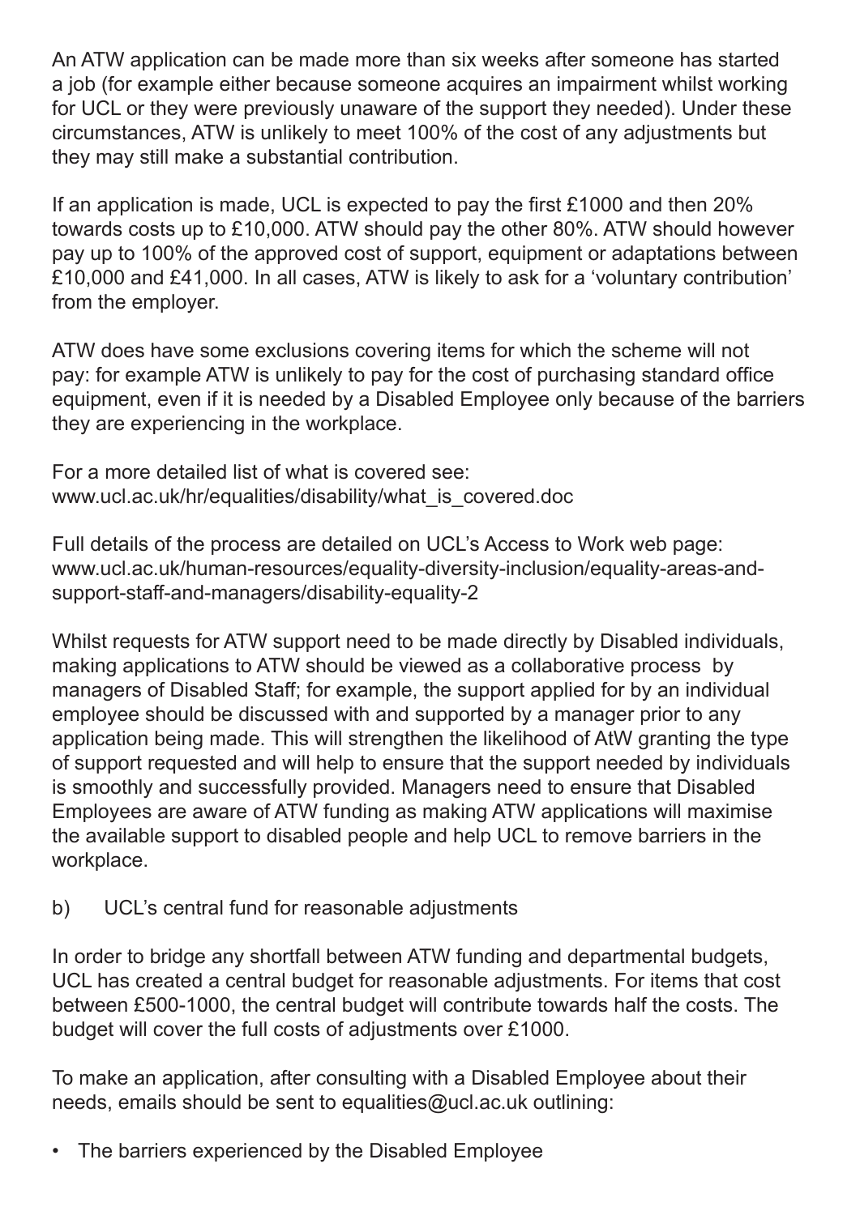An ATW application can be made more than six weeks after someone has started a job (for example either because someone acquires an impairment whilst working for UCL or they were previously unaware of the support they needed). Under these circumstances, ATW is unlikely to meet 100% of the cost of any adjustments but they may still make a substantial contribution.

If an application is made, UCL is expected to pay the first £1000 and then 20% towards costs up to £10,000. ATW should pay the other 80%. ATW should however pay up to 100% of the approved cost of support, equipment or adaptations between £10,000 and £41,000. In all cases, ATW is likely to ask for a 'voluntary contribution' from the employer.

ATW does have some exclusions covering items for which the scheme will not pay: for example ATW is unlikely to pay for the cost of purchasing standard office equipment, even if it is needed by a Disabled Employee only because of the barriers they are experiencing in the workplace.

For a more detailed list of what is covered see:
www.ucl.ac.uk/hr/equalities/disability/what_is_covered.doc

Full details of the process are detailed on UCL's Access to Work web page:
www.ucl.ac.uk/human-resources/equality-diversity-inclusion/equality-areas-and-support-staff-and-managers/disability-equality-2

Whilst requests for ATW support need to be made directly by Disabled individuals, making applications to ATW should be viewed as a collaborative process by managers of Disabled Staff; for example, the support applied for by an individual employee should be discussed with and supported by a manager prior to any application being made. This will strengthen the likelihood of AtW granting the type of support requested and will help to ensure that the support needed by individuals is smoothly and successfully provided. Managers need to ensure that Disabled Employees are aware of ATW funding as making ATW applications will maximise the available support to disabled people and help UCL to remove barriers in the workplace.

b) UCL's central fund for reasonable adjustments

In order to bridge any shortfall between ATW funding and departmental budgets, UCL has created a central budget for reasonable adjustments. For items that cost between £500-1000, the central budget will contribute towards half the costs. The budget will cover the full costs of adjustments over £1000.

To make an application, after consulting with a Disabled Employee about their needs, emails should be sent to equalities@ucl.ac.uk outlining:

- The barriers experienced by the Disabled Employee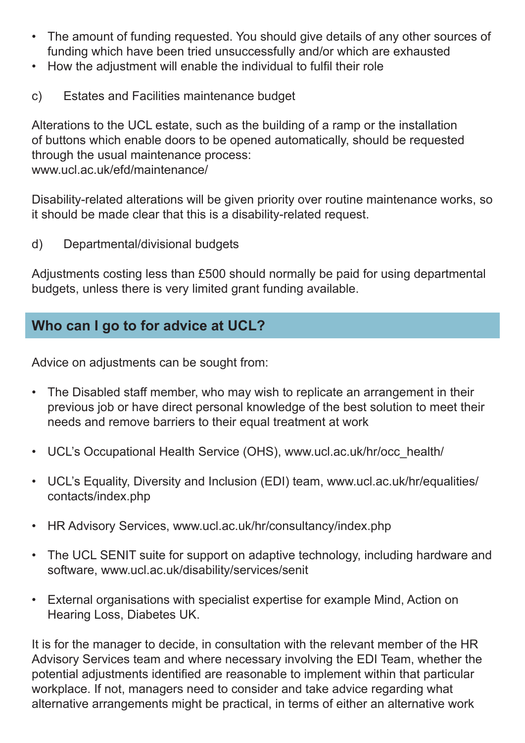- The amount of funding requested. You should give details of any other sources of funding which have been tried unsuccessfully and/or which are exhausted
- How the adjustment will enable the individual to fulfil their role

c) Estates and Facilities maintenance budget

Alterations to the UCL estate, such as the building of a ramp or the installation of buttons which enable doors to be opened automatically, should be requested through the usual maintenance process:
www.ucl.ac.uk/efd/maintenance/

Disability-related alterations will be given priority over routine maintenance works, so it should be made clear that this is a disability-related request.

d) Departmental/divisional budgets

Adjustments costing less than £500 should normally be paid for using departmental budgets, unless there is very limited grant funding available.

## Who can I go to for advice at UCL?

Advice on adjustments can be sought from:

- The Disabled staff member, who may wish to replicate an arrangement in their previous job or have direct personal knowledge of the best solution to meet their needs and remove barriers to their equal treatment at work

- UCL's Occupational Health Service (OHS), www.ucl.ac.uk/hr/occ_health/

- UCL's Equality, Diversity and Inclusion (EDI) team, www.ucl.ac.uk/hr/equalities/contacts/index.php

- HR Advisory Services, www.ucl.ac.uk/hr/consultancy/index.php

- The UCL SENIT suite for support on adaptive technology, including hardware and software, www.ucl.ac.uk/disability/services/senit

- External organisations with specialist expertise for example Mind, Action on Hearing Loss, Diabetes UK.

It is for the manager to decide, in consultation with the relevant member of the HR Advisory Services team and where necessary involving the EDI Team, whether the potential adjustments identified are reasonable to implement within that particular workplace. If not, managers need to consider and take advice regarding what alternative arrangements might be practical, in terms of either an alternative work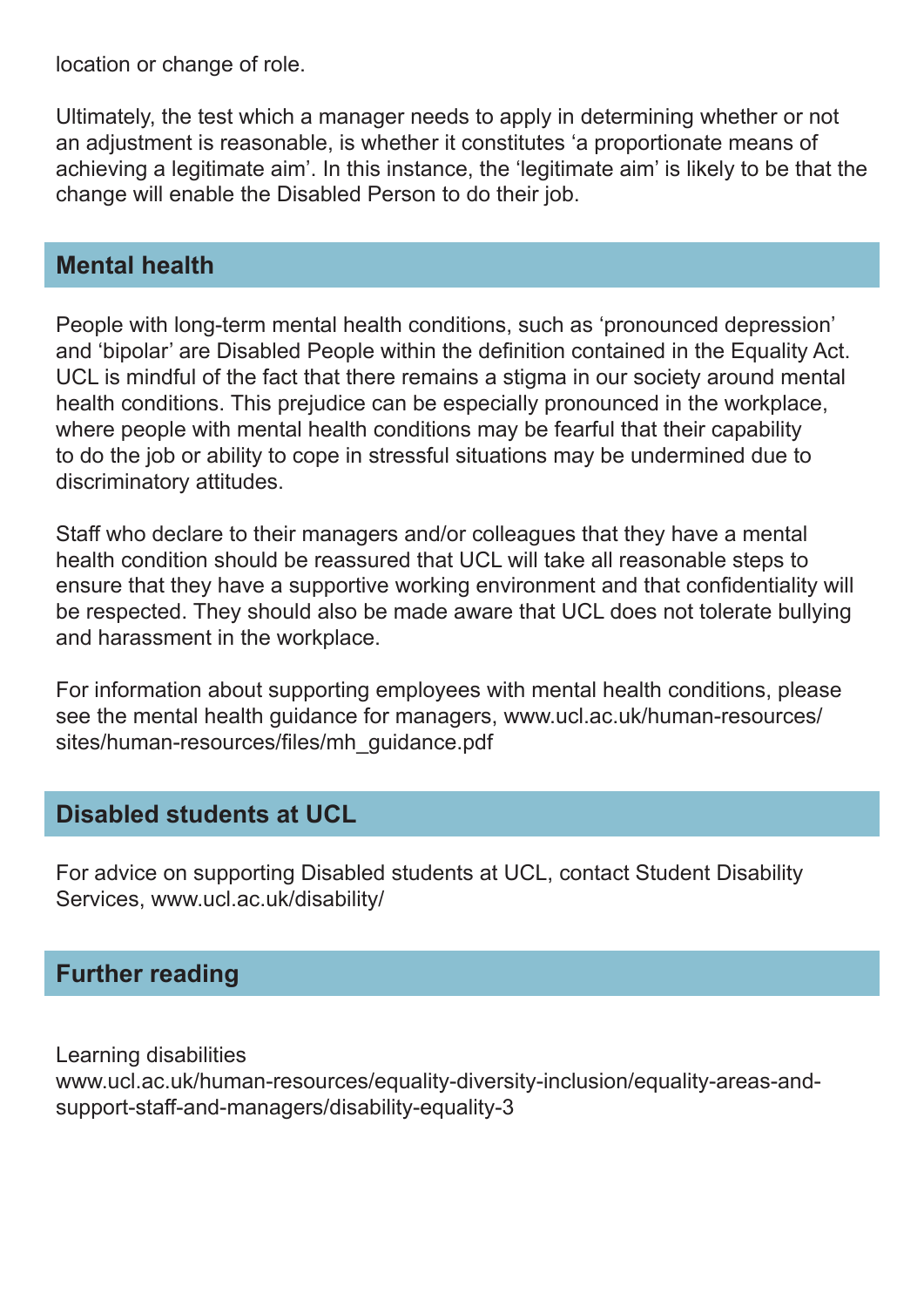location or change of role.

Ultimately, the test which a manager needs to apply in determining whether or not an adjustment is reasonable, is whether it constitutes ‘a proportionate means of achieving a legitimate aim’. In this instance, the ‘legitimate aim’ is likely to be that the change will enable the Disabled Person to do their job.

## Mental health

People with long-term mental health conditions, such as ‘pronounced depression’ and ‘bipolar’ are Disabled People within the definition contained in the Equality Act. UCL is mindful of the fact that there remains a stigma in our society around mental health conditions. This prejudice can be especially pronounced in the workplace, where people with mental health conditions may be fearful that their capability to do the job or ability to cope in stressful situations may be undermined due to discriminatory attitudes.

Staff who declare to their managers and/or colleagues that they have a mental health condition should be reassured that UCL will take all reasonable steps to ensure that they have a supportive working environment and that confidentiality will be respected. They should also be made aware that UCL does not tolerate bullying and harassment in the workplace.

For information about supporting employees with mental health conditions, please see the mental health guidance for managers, www.ucl.ac.uk/human-resources/sites/human-resources/files/mh_guidance.pdf

## Disabled students at UCL

For advice on supporting Disabled students at UCL, contact Student Disability Services, www.ucl.ac.uk/disability/

## Further reading

Learning disabilities
www.ucl.ac.uk/human-resources/equality-diversity-inclusion/equality-areas-and-support-staff-and-managers/disability-equality-3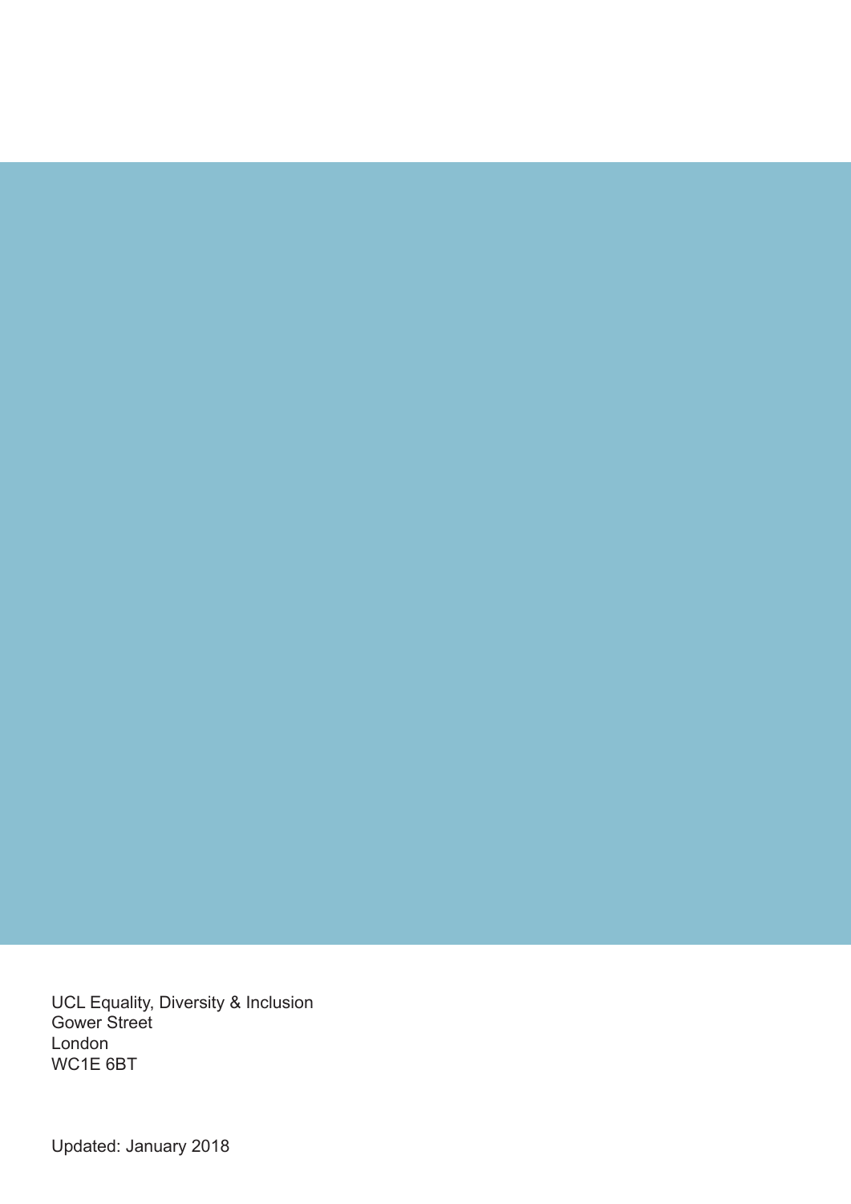UCL Equality, Diversity & Inclusion
Gower Street
London
WC1E 6BT

Updated: January 2018